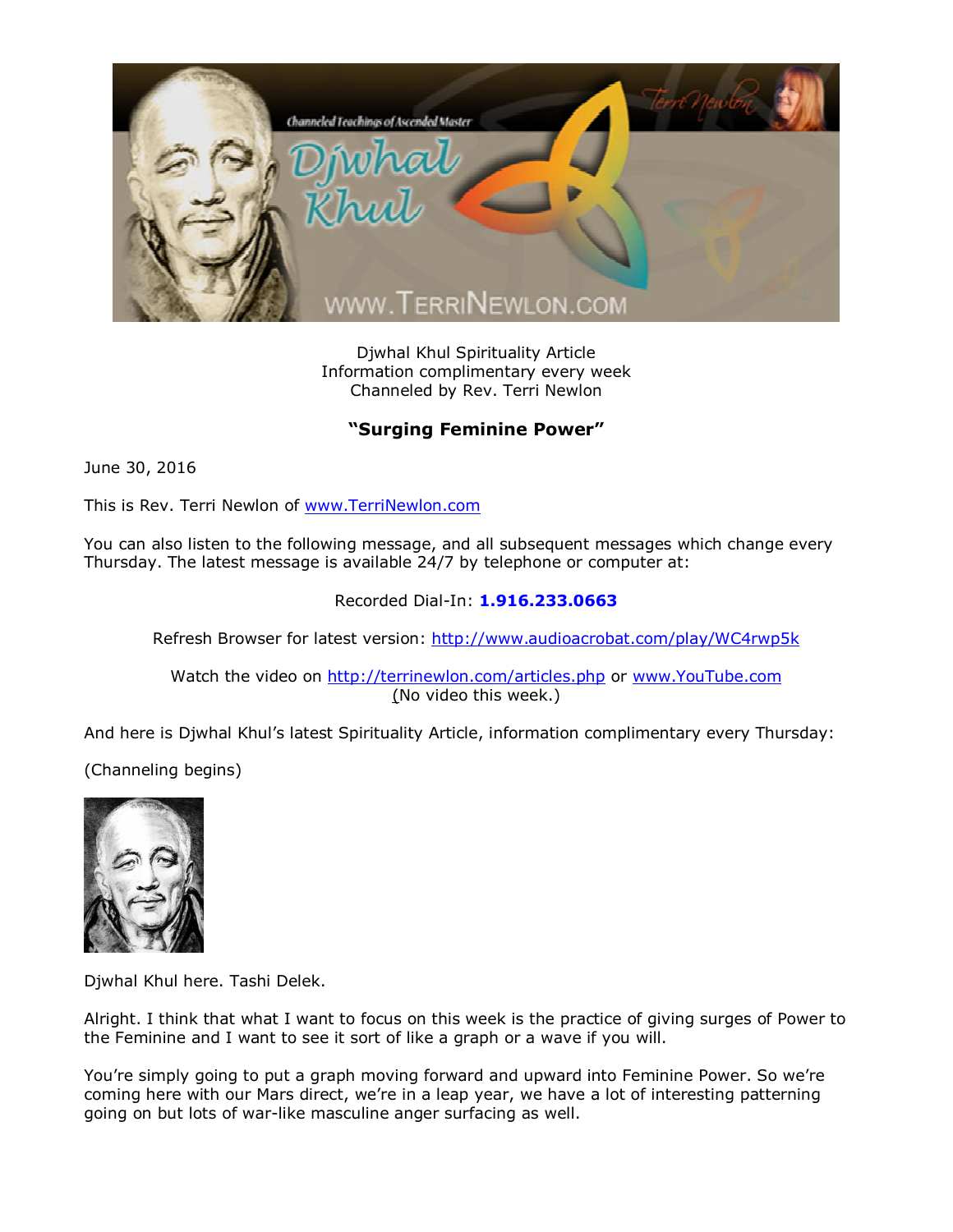Djwhal Khul Spirituality Article
Information complimentary every week
Channeled by Rev. Terri Newlon

## "Surging Feminine Power"

June 30, 2016

This is Rev. Terri Newlon of www.TerriNewlon.com

You can also listen to the following message, and all subsequent messages which change every Thursday. The latest message is available 24/7 by telephone or computer at:

Recorded Dial-In: **1.916.233.0663**

Refresh Browser for latest version: http://www.audioacrobat.com/play/WC4rwp5k

Watch the video on http://terrinewlon.com/articles.php or www.YouTube.com
(No video this week.)

And here is Djwhal Khul's latest Spirituality Article, information complimentary every Thursday:

(Channeling begins)

Djwhal Khul here. Tashi Delek.

Alright. I think that what I want to focus on this week is the practice of giving surges of Power to the Feminine and I want to see it sort of like a graph or a wave if you will.

You're simply going to put a graph moving forward and upward into Feminine Power. So we're coming here with our Mars direct, we're in a leap year, we have a lot of interesting patterning going on but lots of war-like masculine anger surfacing as well.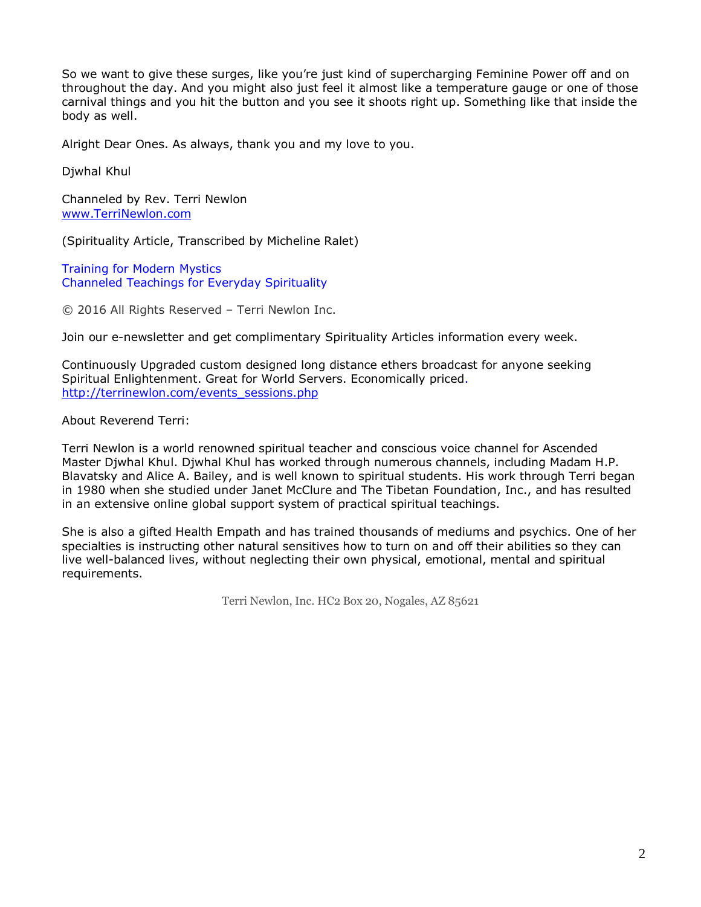So we want to give these surges, like you're just kind of supercharging Feminine Power off and on throughout the day. And you might also just feel it almost like a temperature gauge or one of those carnival things and you hit the button and you see it shoots right up. Something like that inside the body as well.

Alright Dear Ones. As always, thank you and my love to you.

Djwhal Khul

Channeled by Rev. Terri Newlon
[www.TerriNewlon.com](http://www.TerriNewlon.com)

(Spirituality Article, Transcribed by Micheline Ralet)

Training for Modern Mystics
Channeled Teachings for Everyday Spirituality

© 2016 All Rights Reserved – Terri Newlon Inc.

Join our e-newsletter and get complimentary Spirituality Articles information every week.

Continuously Upgraded custom designed long distance ethers broadcast for anyone seeking Spiritual Enlightenment. Great for World Servers. Economically priced.
[http://terrinewlon.com/events_sessions.php](http://terrinewlon.com/events_sessions.php)

About Reverend Terri:

Terri Newlon is a world renowned spiritual teacher and conscious voice channel for Ascended Master Djwhal Khul. Djwhal Khul has worked through numerous channels, including Madam H.P. Blavatsky and Alice A. Bailey, and is well known to spiritual students. His work through Terri began in 1980 when she studied under Janet McClure and The Tibetan Foundation, Inc., and has resulted in an extensive online global support system of practical spiritual teachings.

She is also a gifted Health Empath and has trained thousands of mediums and psychics. One of her specialties is instructing other natural sensitives how to turn on and off their abilities so they can live well-balanced lives, without neglecting their own physical, emotional, mental and spiritual requirements.

Terri Newlon, Inc. HC2 Box 20, Nogales, AZ 85621